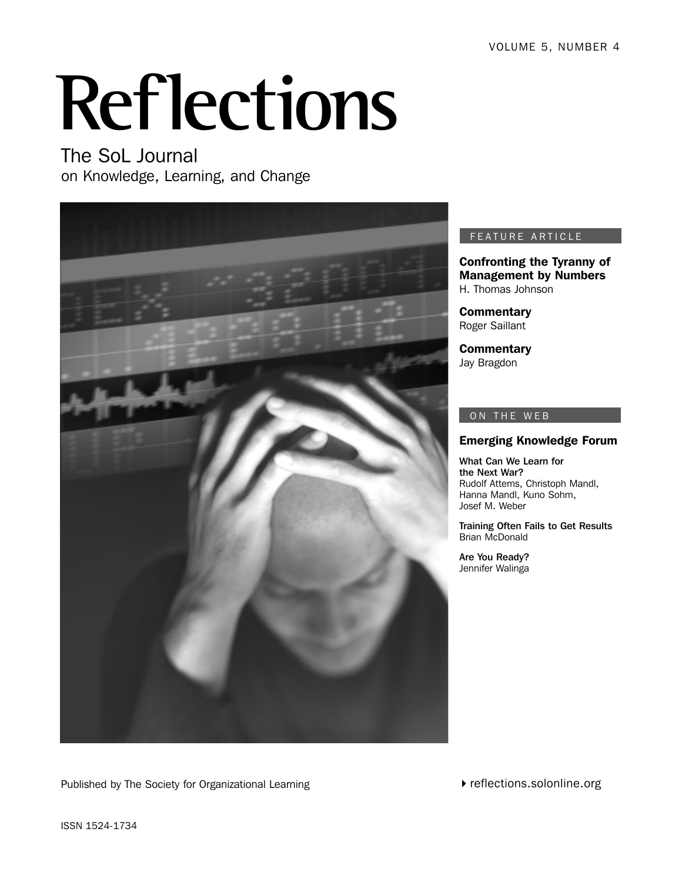VOLUME 5, NUMBER 4

# Reflections

## The SoL Journal
on Knowledge, Learning, and Change

FEATURE ARTICLE

**Confronting the Tyranny of Management by Numbers**
H. Thomas Johnson

**Commentary**
Roger Saillant

**Commentary**
Jay Bragdon

ON THE WEB

**Emerging Knowledge Forum**

**What Can We Learn for the Next War?**
Rudolf Attems, Christoph Mandl, Hanna Mandl, Kuno Sohm, Josef M. Weber

**Training Often Fails to Get Results**
Brian McDonald

**Are You Ready?**
Jennifer Walinga

Published by The Society for Organizational Learning

reflections.solonline.org

ISSN 1524-1734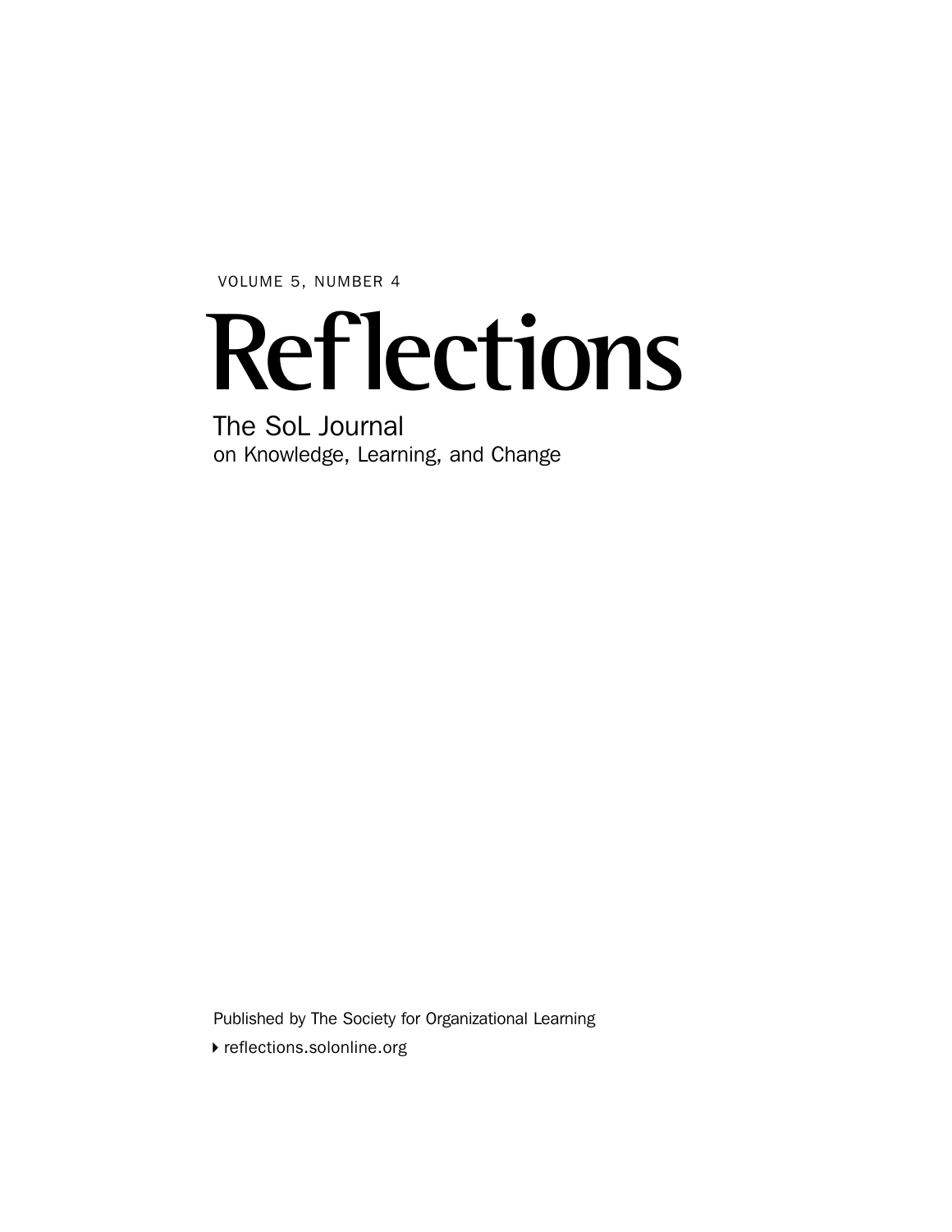VOLUME 5, NUMBER 4

# Reflections

## The SoL Journal
on Knowledge, Learning, and Change

Published by The Society for Organizational Learning

reflections.solonline.org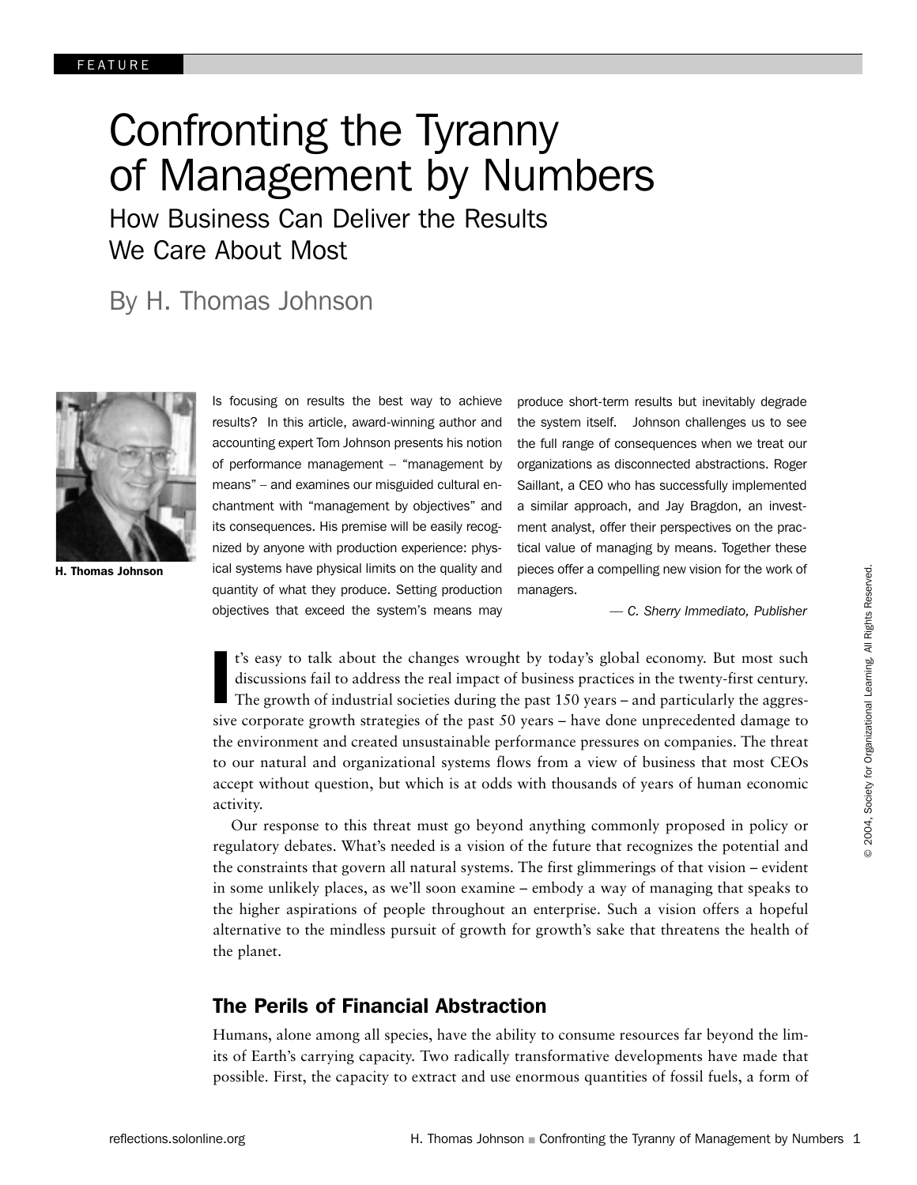FEATURE

# Confronting the Tyranny of Management by Numbers

## How Business Can Deliver the Results We Care About Most

By H. Thomas Johnson

**H. Thomas Johnson**

Is focusing on results the best way to achieve results? In this article, award-winning author and accounting expert Tom Johnson presents his notion of performance management – "management by means" – and examines our misguided cultural enchantment with "management by objectives" and its consequences. His premise will be easily recognized by anyone with production experience: physical systems have physical limits on the quality and quantity of what they produce. Setting production objectives that exceed the system's means may produce short-term results but inevitably degrade the system itself. Johnson challenges us to see the full range of consequences when we treat our organizations as disconnected abstractions. Roger Saillant, a CEO who has successfully implemented a similar approach, and Jay Bragdon, an investment analyst, offer their perspectives on the practical value of managing by means. Together these pieces offer a compelling new vision for the work of managers.

*— C. Sherry Immediato, Publisher*

It's easy to talk about the changes wrought by today's global economy. But most such discussions fail to address the real impact of business practices in the twenty-first century. The growth of industrial societies during the past 150 years – and particularly the aggressive corporate growth strategies of the past 50 years – have done unprecedented damage to the environment and created unsustainable performance pressures on companies. The threat to our natural and organizational systems flows from a view of business that most CEOs accept without question, but which is at odds with thousands of years of human economic activity.

Our response to this threat must go beyond anything commonly proposed in policy or regulatory debates. What's needed is a vision of the future that recognizes the potential and the constraints that govern all natural systems. The first glimmerings of that vision – evident in some unlikely places, as we'll soon examine – embody a way of managing that speaks to the higher aspirations of people throughout an enterprise. Such a vision offers a hopeful alternative to the mindless pursuit of growth for growth's sake that threatens the health of the planet.

### The Perils of Financial Abstraction

Humans, alone among all species, have the ability to consume resources far beyond the limits of Earth's carrying capacity. Two radically transformative developments have made that possible. First, the capacity to extract and use enormous quantities of fossil fuels, a form of

© 2004, Society for Organizational Learning. All Rights Reserved.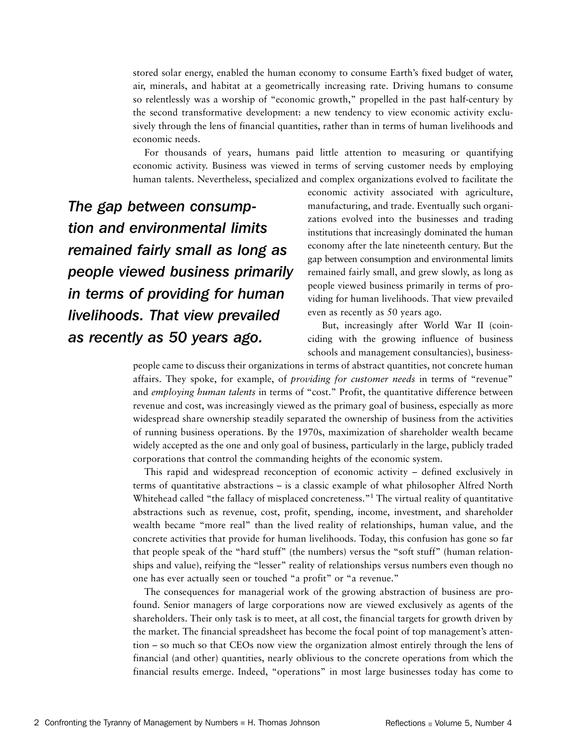stored solar energy, enabled the human economy to consume Earth's fixed budget of water, air, minerals, and habitat at a geometrically increasing rate. Driving humans to consume so relentlessly was a worship of "economic growth," propelled in the past half-century by the second transformative development: a new tendency to view economic activity exclusively through the lens of financial quantities, rather than in terms of human livelihoods and economic needs.

For thousands of years, humans paid little attention to measuring or quantifying economic activity. Business was viewed in terms of serving customer needs by employing human talents. Nevertheless, specialized and complex organizations evolved to facilitate the economic activity associated with agriculture, manufacturing, and trade. Eventually such organizations evolved into the businesses and trading institutions that increasingly dominated the human economy after the late nineteenth century. But the gap between consumption and environmental limits remained fairly small, and grew slowly, as long as people viewed business primarily in terms of providing for human livelihoods. That view prevailed even as recently as 50 years ago.

> ***The gap between consumption and environmental limits remained fairly small as long as people viewed business primarily in terms of providing for human livelihoods. That view prevailed as recently as 50 years ago.***

But, increasingly after World War II (coinciding with the growing influence of business schools and management consultancies), businesspeople came to discuss their organizations in terms of abstract quantities, not concrete human affairs. They spoke, for example, of *providing for customer needs* in terms of "revenue" and *employing human talents* in terms of "cost." Profit, the quantitative difference between revenue and cost, was increasingly viewed as the primary goal of business, especially as more widespread share ownership steadily separated the ownership of business from the activities of running business operations. By the 1970s, maximization of shareholder wealth became widely accepted as the one and only goal of business, particularly in the large, publicly traded corporations that control the commanding heights of the economic system.

This rapid and widespread reconception of economic activity – defined exclusively in terms of quantitative abstractions – is a classic example of what philosopher Alfred North Whitehead called "the fallacy of misplaced concreteness."[1] The virtual reality of quantitative abstractions such as revenue, cost, profit, spending, income, investment, and shareholder wealth became "more real" than the lived reality of relationships, human value, and the concrete activities that provide for human livelihoods. Today, this confusion has gone so far that people speak of the "hard stuff" (the numbers) versus the "soft stuff" (human relationships and value), reifying the "lesser" reality of relationships versus numbers even though no one has ever actually seen or touched "a profit" or "a revenue."

The consequences for managerial work of the growing abstraction of business are profound. Senior managers of large corporations now are viewed exclusively as agents of the shareholders. Their only task is to meet, at all cost, the financial targets for growth driven by the market. The financial spreadsheet has become the focal point of top management's attention – so much so that CEOs now view the organization almost entirely through the lens of financial (and other) quantities, nearly oblivious to the concrete operations from which the financial results emerge. Indeed, "operations" in most large businesses today has come to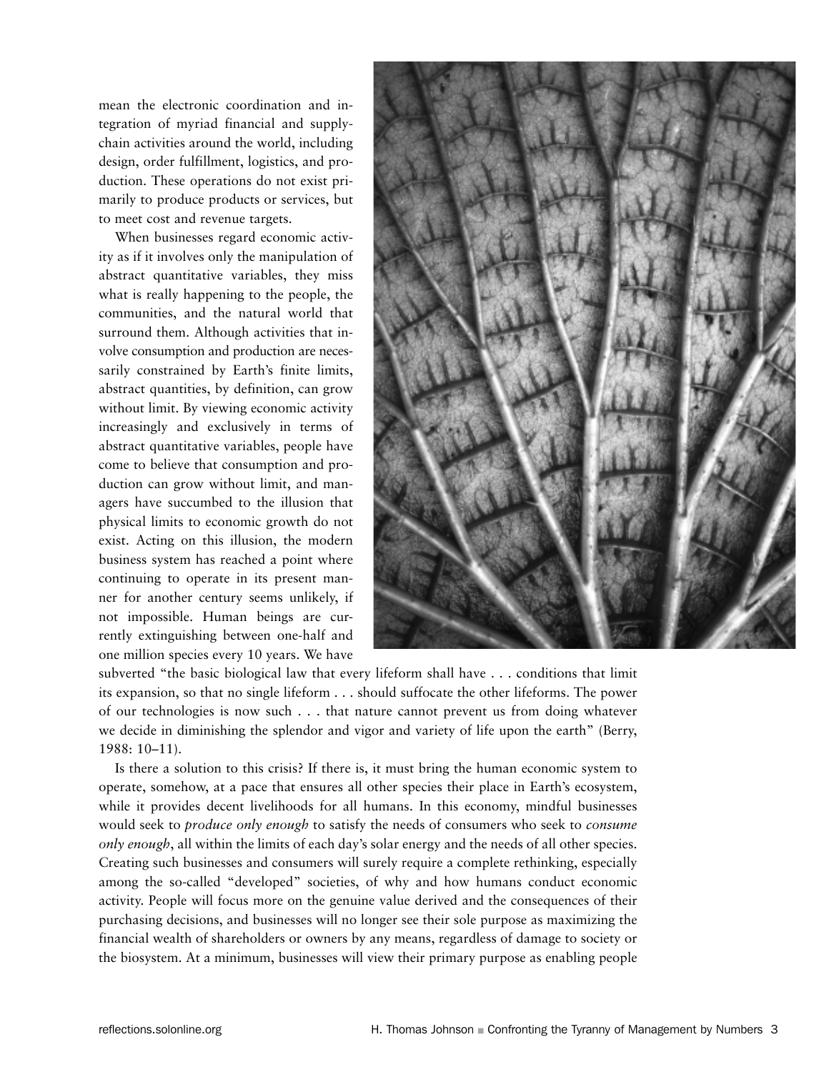mean the electronic coordination and integration of myriad financial and supply-chain activities around the world, including design, order fulfillment, logistics, and production. These operations do not exist primarily to produce products or services, but to meet cost and revenue targets.

When businesses regard economic activity as if it involves only the manipulation of abstract quantitative variables, they miss what is really happening to the people, the communities, and the natural world that surround them. Although activities that involve consumption and production are necessarily constrained by Earth's finite limits, abstract quantities, by definition, can grow without limit. By viewing economic activity increasingly and exclusively in terms of abstract quantitative variables, people have come to believe that consumption and production can grow without limit, and managers have succumbed to the illusion that physical limits to economic growth do not exist. Acting on this illusion, the modern business system has reached a point where continuing to operate in its present manner for another century seems unlikely, if not impossible. Human beings are currently extinguishing between one-half and one million species every 10 years. We have subverted "the basic biological law that every lifeform shall have . . . conditions that limit its expansion, so that no single lifeform . . . should suffocate the other lifeforms. The power of our technologies is now such . . . that nature cannot prevent us from doing whatever we decide in diminishing the splendor and vigor and variety of life upon the earth" (Berry, 1988: 10–11).

Is there a solution to this crisis? If there is, it must bring the human economic system to operate, somehow, at a pace that ensures all other species their place in Earth's ecosystem, while it provides decent livelihoods for all humans. In this economy, mindful businesses would seek to *produce only enough* to satisfy the needs of consumers who seek to *consume only enough*, all within the limits of each day's solar energy and the needs of all other species. Creating such businesses and consumers will surely require a complete rethinking, especially among the so-called "developed" societies, of why and how humans conduct economic activity. People will focus more on the genuine value derived and the consequences of their purchasing decisions, and businesses will no longer see their sole purpose as maximizing the financial wealth of shareholders or owners by any means, regardless of damage to society or the biosystem. At a minimum, businesses will view their primary purpose as enabling people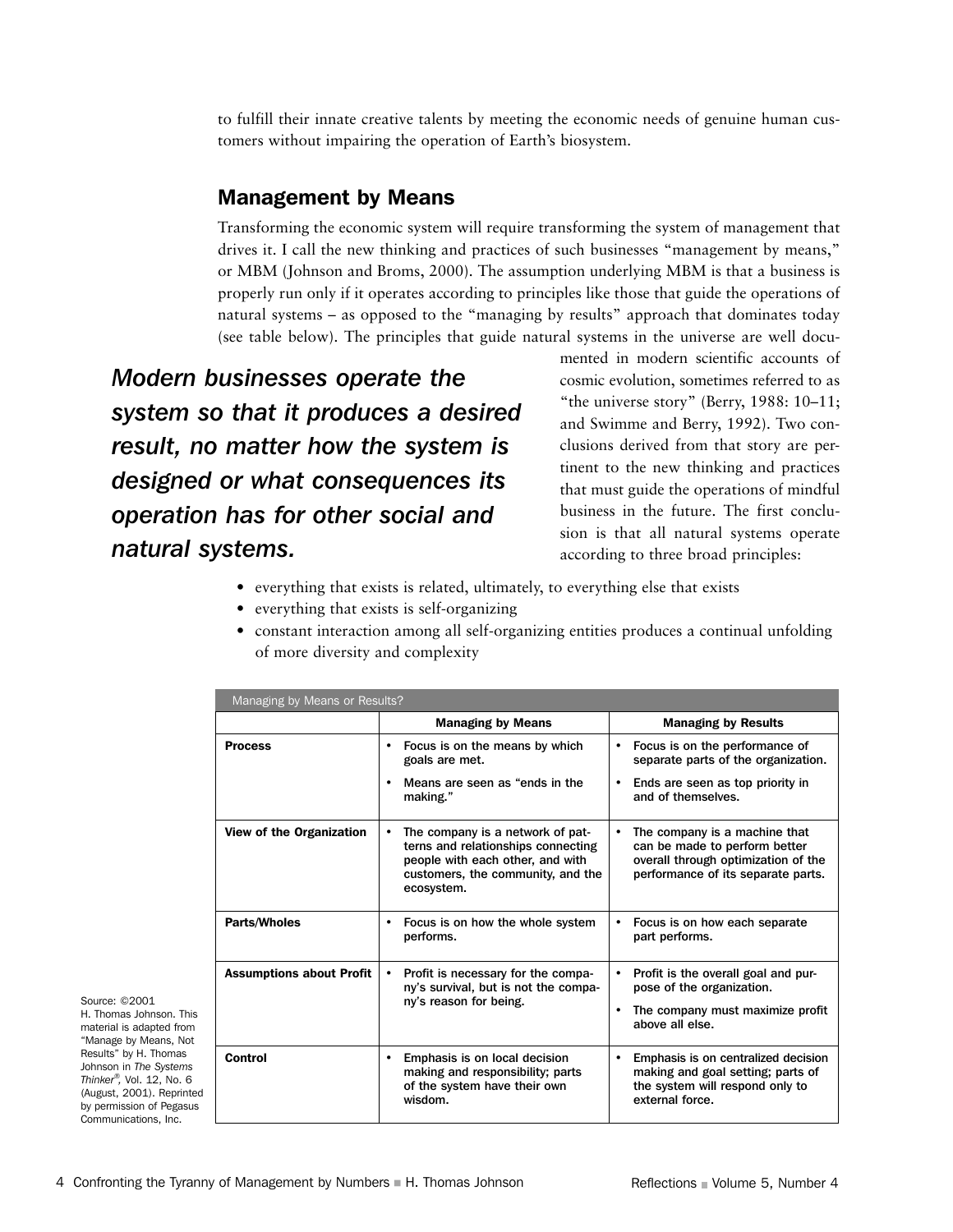to fulfill their innate creative talents by meeting the economic needs of genuine human customers without impairing the operation of Earth's biosystem.

## Management by Means

Transforming the economic system will require transforming the system of management that drives it. I call the new thinking and practices of such businesses "management by means," or MBM (Johnson and Broms, 2000). The assumption underlying MBM is that a business is properly run only if it operates according to principles like those that guide the operations of natural systems – as opposed to the "managing by results" approach that dominates today (see table below). The principles that guide natural systems in the universe are well documented in modern scientific accounts of cosmic evolution, sometimes referred to as "the universe story" (Berry, 1988: 10–11; and Swimme and Berry, 1992). Two conclusions derived from that story are pertinent to the new thinking and practices that must guide the operations of mindful business in the future. The first conclusion is that all natural systems operate according to three broad principles:

***Modern businesses operate the system so that it produces a desired result, no matter how the system is designed or what consequences its operation has for other social and natural systems.***

- everything that exists is related, ultimately, to everything else that exists
- everything that exists is self-organizing
- constant interaction among all self-organizing entities produces a continual unfolding of more diversity and complexity

Managing by Means or Results?

| | Managing by Means | Managing by Results |
|---|---|---|
| **Process** | • Focus is on the means by which goals are met.<br>• Means are seen as "ends in the making." | • Focus is on the performance of separate parts of the organization.<br>• Ends are seen as top priority in and of themselves. |
| **View of the Organization** | • The company is a network of patterns and relationships connecting people with each other, and with customers, the community, and the ecosystem. | • The company is a machine that can be made to perform better overall through optimization of the performance of its separate parts. |
| **Parts/Wholes** | • Focus is on how the whole system performs. | • Focus is on how each separate part performs. |
| **Assumptions about Profit** | • Profit is necessary for the company's survival, but is not the company's reason for being. | • Profit is the overall goal and purpose of the organization.<br>• The company must maximize profit above all else. |
| **Control** | • Emphasis is on local decision making and responsibility; parts of the system have their own wisdom. | • Emphasis is on centralized decision making and goal setting; parts of the system will respond only to external force. |

Source: ©2001 H. Thomas Johnson. This material is adapted from "Manage by Means, Not Results" by H. Thomas Johnson in *The Systems Thinker®*, Vol. 12, No. 6 (August, 2001). Reprinted by permission of Pegasus Communications, Inc.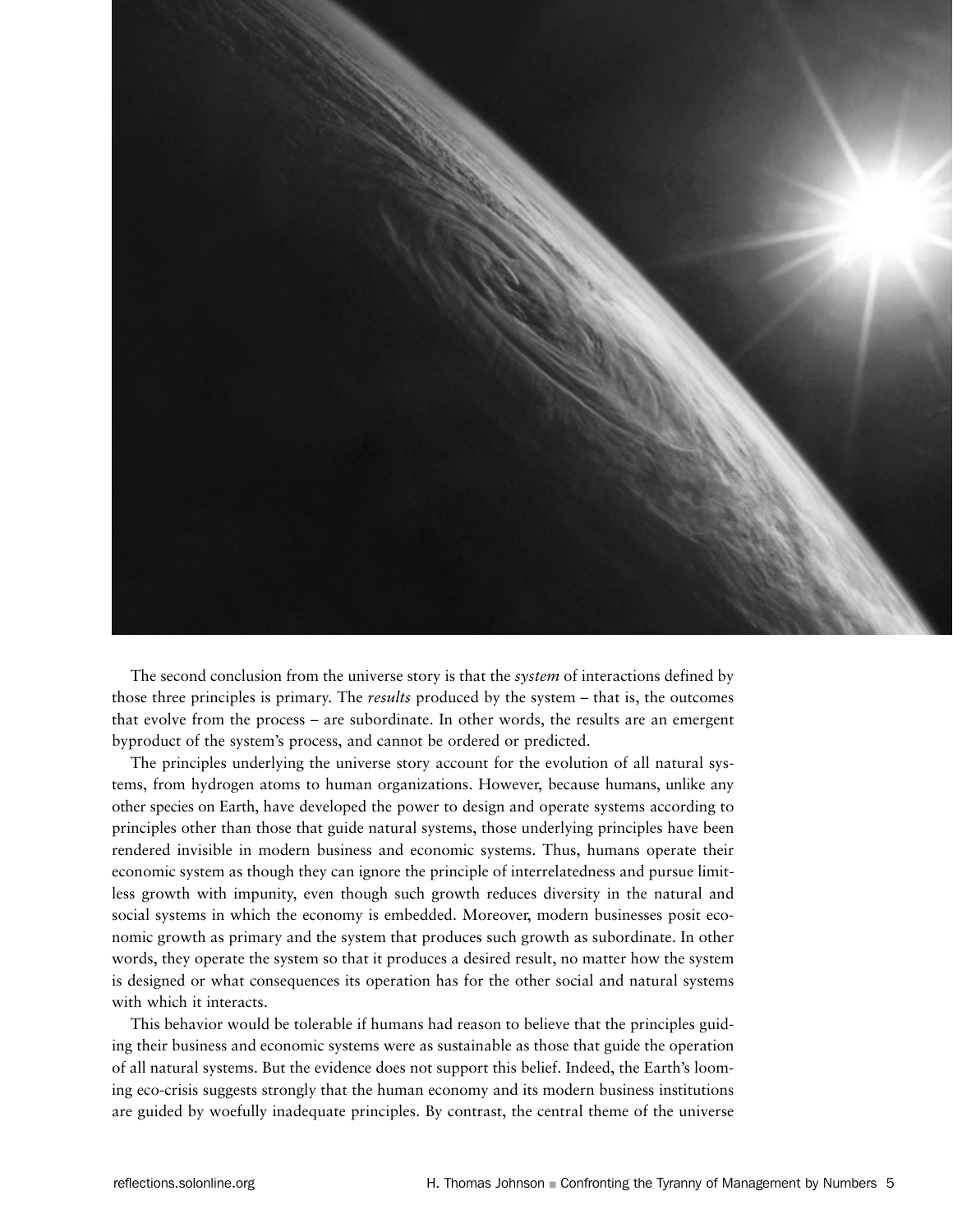The second conclusion from the universe story is that the *system* of interactions defined by those three principles is primary. The *results* produced by the system – that is, the outcomes that evolve from the process – are subordinate. In other words, the results are an emergent byproduct of the system's process, and cannot be ordered or predicted.

The principles underlying the universe story account for the evolution of all natural systems, from hydrogen atoms to human organizations. However, because humans, unlike any other species on Earth, have developed the power to design and operate systems according to principles other than those that guide natural systems, those underlying principles have been rendered invisible in modern business and economic systems. Thus, humans operate their economic system as though they can ignore the principle of interrelatedness and pursue limitless growth with impunity, even though such growth reduces diversity in the natural and social systems in which the economy is embedded. Moreover, modern businesses posit economic growth as primary and the system that produces such growth as subordinate. In other words, they operate the system so that it produces a desired result, no matter how the system is designed or what consequences its operation has for the other social and natural systems with which it interacts.

This behavior would be tolerable if humans had reason to believe that the principles guiding their business and economic systems were as sustainable as those that guide the operation of all natural systems. But the evidence does not support this belief. Indeed, the Earth's looming eco-crisis suggests strongly that the human economy and its modern business institutions are guided by woefully inadequate principles. By contrast, the central theme of the universe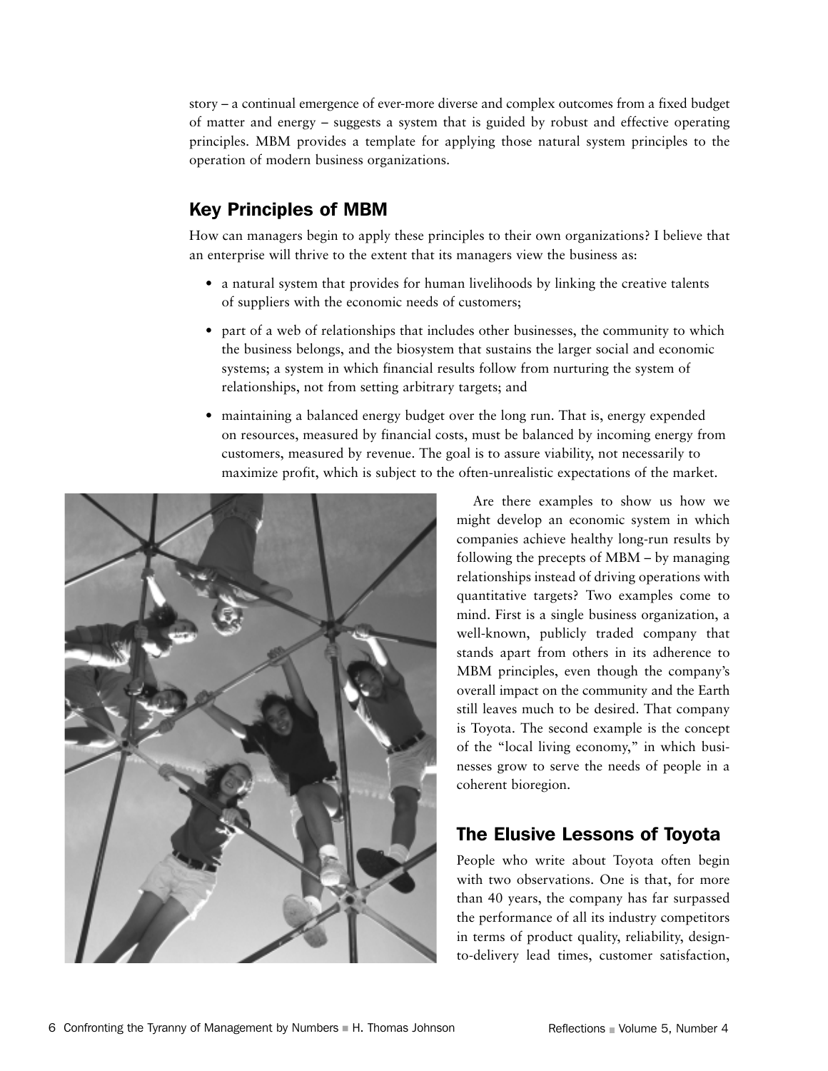story – a continual emergence of ever-more diverse and complex outcomes from a fixed budget of matter and energy – suggests a system that is guided by robust and effective operating principles. MBM provides a template for applying those natural system principles to the operation of modern business organizations.

## Key Principles of MBM

How can managers begin to apply these principles to their own organizations? I believe that an enterprise will thrive to the extent that its managers view the business as:

- a natural system that provides for human livelihoods by linking the creative talents of suppliers with the economic needs of customers;
- part of a web of relationships that includes other businesses, the community to which the business belongs, and the biosystem that sustains the larger social and economic systems; a system in which financial results follow from nurturing the system of relationships, not from setting arbitrary targets; and
- maintaining a balanced energy budget over the long run. That is, energy expended on resources, measured by financial costs, must be balanced by incoming energy from customers, measured by revenue. The goal is to assure viability, not necessarily to maximize profit, which is subject to the often-unrealistic expectations of the market.

Are there examples to show us how we might develop an economic system in which companies achieve healthy long-run results by following the precepts of MBM – by managing relationships instead of driving operations with quantitative targets? Two examples come to mind. First is a single business organization, a well-known, publicly traded company that stands apart from others in its adherence to MBM principles, even though the company's overall impact on the community and the Earth still leaves much to be desired. That company is Toyota. The second example is the concept of the "local living economy," in which businesses grow to serve the needs of people in a coherent bioregion.

## The Elusive Lessons of Toyota

People who write about Toyota often begin with two observations. One is that, for more than 40 years, the company has far surpassed the performance of all its industry competitors in terms of product quality, reliability, design-to-delivery lead times, customer satisfaction,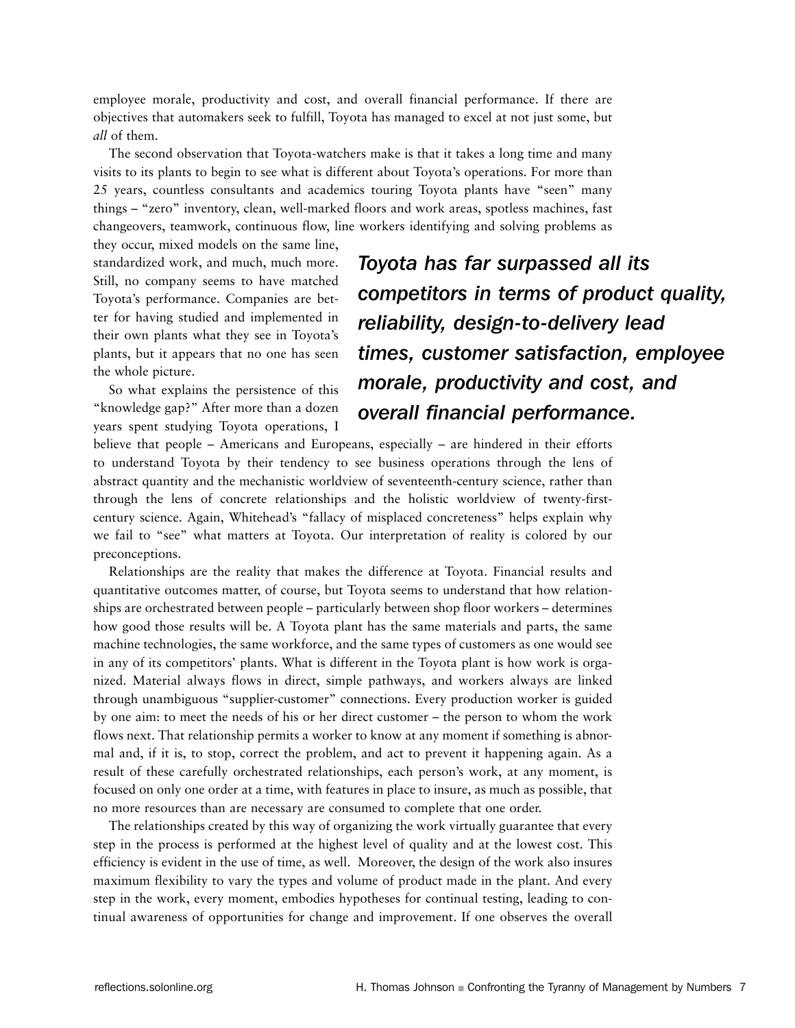employee morale, productivity and cost, and overall financial performance. If there are objectives that automakers seek to fulfill, Toyota has managed to excel at not just some, but *all* of them.

The second observation that Toyota-watchers make is that it takes a long time and many visits to its plants to begin to see what is different about Toyota's operations. For more than 25 years, countless consultants and academics touring Toyota plants have "seen" many things – "zero" inventory, clean, well-marked floors and work areas, spotless machines, fast changeovers, teamwork, continuous flow, line workers identifying and solving problems as they occur, mixed models on the same line, standardized work, and much, much more. Still, no company seems to have matched Toyota's performance. Companies are better for having studied and implemented in their own plants what they see in Toyota's plants, but it appears that no one has seen the whole picture.

***Toyota has far surpassed all its competitors in terms of product quality, reliability, design-to-delivery lead times, customer satisfaction, employee morale, productivity and cost, and overall financial performance.***

So what explains the persistence of this "knowledge gap?" After more than a dozen years spent studying Toyota operations, I believe that people – Americans and Europeans, especially – are hindered in their efforts to understand Toyota by their tendency to see business operations through the lens of abstract quantity and the mechanistic worldview of seventeenth-century science, rather than through the lens of concrete relationships and the holistic worldview of twenty-first-century science. Again, Whitehead's "fallacy of misplaced concreteness" helps explain why we fail to "see" what matters at Toyota. Our interpretation of reality is colored by our preconceptions.

Relationships are the reality that makes the difference at Toyota. Financial results and quantitative outcomes matter, of course, but Toyota seems to understand that how relationships are orchestrated between people – particularly between shop floor workers – determines how good those results will be. A Toyota plant has the same materials and parts, the same machine technologies, the same workforce, and the same types of customers as one would see in any of its competitors' plants. What is different in the Toyota plant is how work is organized. Material always flows in direct, simple pathways, and workers always are linked through unambiguous "supplier-customer" connections. Every production worker is guided by one aim: to meet the needs of his or her direct customer – the person to whom the work flows next. That relationship permits a worker to know at any moment if something is abnormal and, if it is, to stop, correct the problem, and act to prevent it happening again. As a result of these carefully orchestrated relationships, each person's work, at any moment, is focused on only one order at a time, with features in place to insure, as much as possible, that no more resources than are necessary are consumed to complete that one order.

The relationships created by this way of organizing the work virtually guarantee that every step in the process is performed at the highest level of quality and at the lowest cost. This efficiency is evident in the use of time, as well. Moreover, the design of the work also insures maximum flexibility to vary the types and volume of product made in the plant. And every step in the work, every moment, embodies hypotheses for continual testing, leading to continual awareness of opportunities for change and improvement. If one observes the overall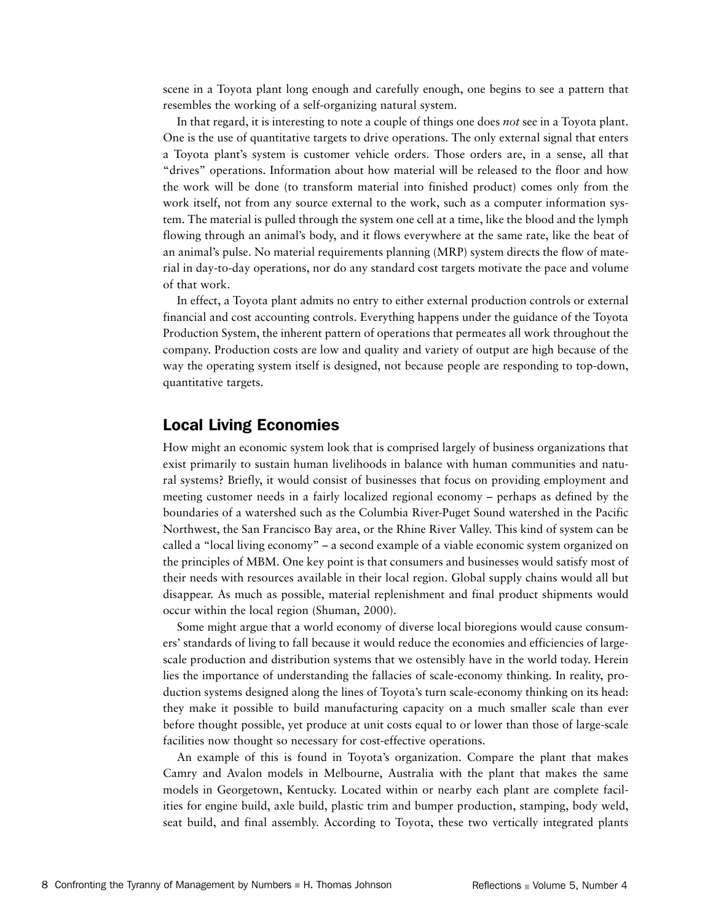scene in a Toyota plant long enough and carefully enough, one begins to see a pattern that resembles the working of a self-organizing natural system.

In that regard, it is interesting to note a couple of things one does *not* see in a Toyota plant. One is the use of quantitative targets to drive operations. The only external signal that enters a Toyota plant's system is customer vehicle orders. Those orders are, in a sense, all that "drives" operations. Information about how material will be released to the floor and how the work will be done (to transform material into finished product) comes only from the work itself, not from any source external to the work, such as a computer information system. The material is pulled through the system one cell at a time, like the blood and the lymph flowing through an animal's body, and it flows everywhere at the same rate, like the beat of an animal's pulse. No material requirements planning (MRP) system directs the flow of material in day-to-day operations, nor do any standard cost targets motivate the pace and volume of that work.

In effect, a Toyota plant admits no entry to either external production controls or external financial and cost accounting controls. Everything happens under the guidance of the Toyota Production System, the inherent pattern of operations that permeates all work throughout the company. Production costs are low and quality and variety of output are high because of the way the operating system itself is designed, not because people are responding to top-down, quantitative targets.

## Local Living Economies

How might an economic system look that is comprised largely of business organizations that exist primarily to sustain human livelihoods in balance with human communities and natural systems? Briefly, it would consist of businesses that focus on providing employment and meeting customer needs in a fairly localized regional economy – perhaps as defined by the boundaries of a watershed such as the Columbia River-Puget Sound watershed in the Pacific Northwest, the San Francisco Bay area, or the Rhine River Valley. This kind of system can be called a "local living economy" – a second example of a viable economic system organized on the principles of MBM. One key point is that consumers and businesses would satisfy most of their needs with resources available in their local region. Global supply chains would all but disappear. As much as possible, material replenishment and final product shipments would occur within the local region (Shuman, 2000).

Some might argue that a world economy of diverse local bioregions would cause consumers' standards of living to fall because it would reduce the economies and efficiencies of large-scale production and distribution systems that we ostensibly have in the world today. Herein lies the importance of understanding the fallacies of scale-economy thinking. In reality, production systems designed along the lines of Toyota's turn scale-economy thinking on its head: they make it possible to build manufacturing capacity on a much smaller scale than ever before thought possible, yet produce at unit costs equal to or lower than those of large-scale facilities now thought so necessary for cost-effective operations.

An example of this is found in Toyota's organization. Compare the plant that makes Camry and Avalon models in Melbourne, Australia with the plant that makes the same models in Georgetown, Kentucky. Located within or nearby each plant are complete facilities for engine build, axle build, plastic trim and bumper production, stamping, body weld, seat build, and final assembly. According to Toyota, these two vertically integrated plants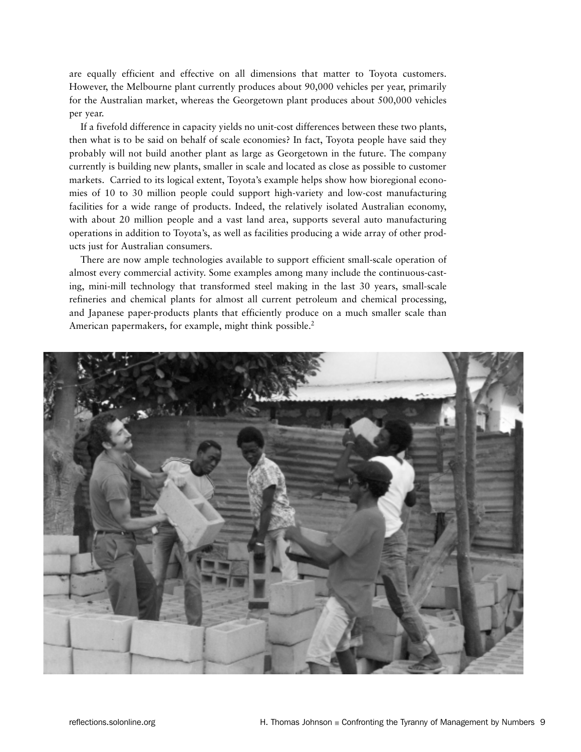are equally efficient and effective on all dimensions that matter to Toyota customers. However, the Melbourne plant currently produces about 90,000 vehicles per year, primarily for the Australian market, whereas the Georgetown plant produces about 500,000 vehicles per year.

If a fivefold difference in capacity yields no unit-cost differences between these two plants, then what is to be said on behalf of scale economies? In fact, Toyota people have said they probably will not build another plant as large as Georgetown in the future. The company currently is building new plants, smaller in scale and located as close as possible to customer markets. Carried to its logical extent, Toyota's example helps show how bioregional economies of 10 to 30 million people could support high-variety and low-cost manufacturing facilities for a wide range of products. Indeed, the relatively isolated Australian economy, with about 20 million people and a vast land area, supports several auto manufacturing operations in addition to Toyota's, as well as facilities producing a wide array of other products just for Australian consumers.

There are now ample technologies available to support efficient small-scale operation of almost every commercial activity. Some examples among many include the continuous-casting, mini-mill technology that transformed steel making in the last 30 years, small-scale refineries and chemical plants for almost all current petroleum and chemical processing, and Japanese paper-products plants that efficiently produce on a much smaller scale than American papermakers, for example, might think possible.[2]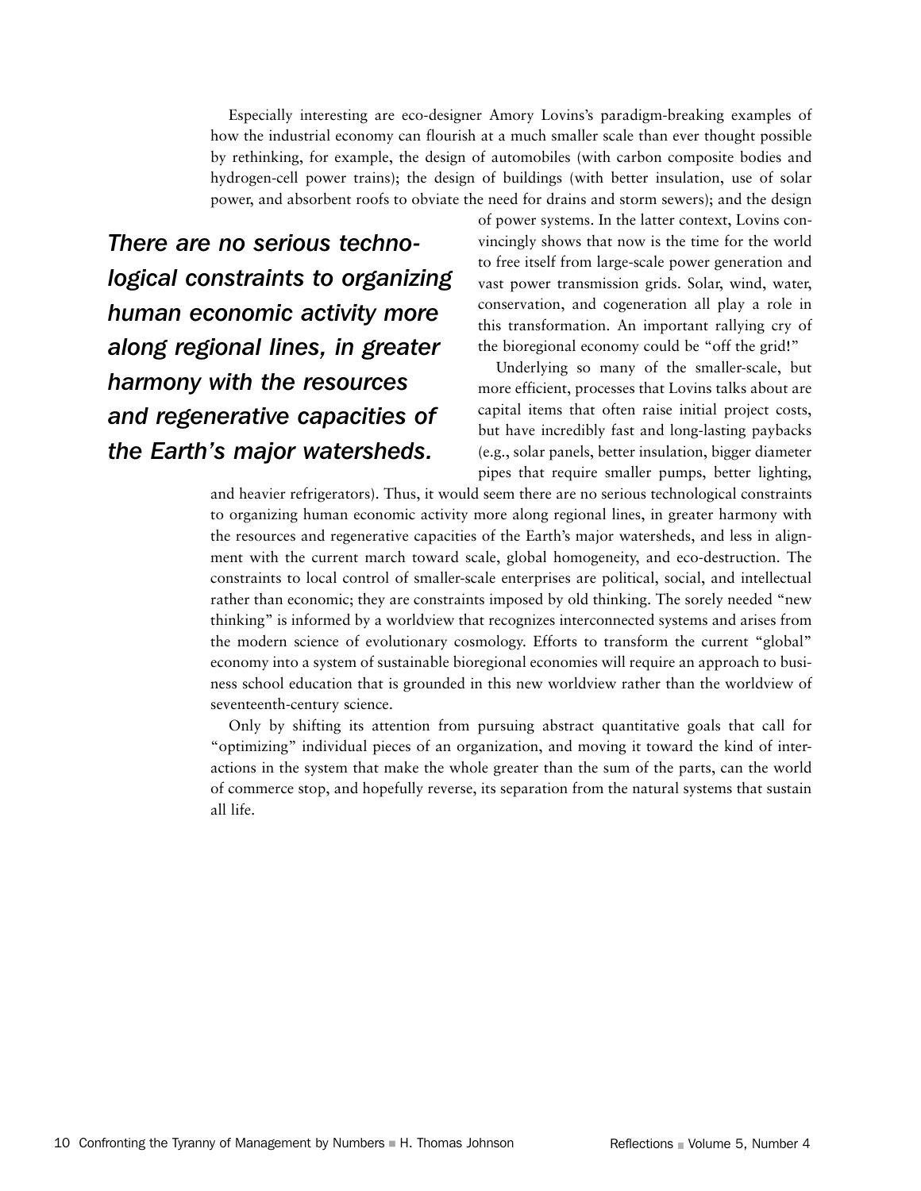Especially interesting are eco-designer Amory Lovins's paradigm-breaking examples of how the industrial economy can flourish at a much smaller scale than ever thought possible by rethinking, for example, the design of automobiles (with carbon composite bodies and hydrogen-cell power trains); the design of buildings (with better insulation, use of solar power, and absorbent roofs to obviate the need for drains and storm sewers); and the design of power systems. In the latter context, Lovins convincingly shows that now is the time for the world to free itself from large-scale power generation and vast power transmission grids. Solar, wind, water, conservation, and cogeneration all play a role in this transformation. An important rallying cry of the bioregional economy could be "off the grid!"

> ***There are no serious technological constraints to organizing human economic activity more along regional lines, in greater harmony with the resources and regenerative capacities of the Earth's major watersheds.***

Underlying so many of the smaller-scale, but more efficient, processes that Lovins talks about are capital items that often raise initial project costs, but have incredibly fast and long-lasting paybacks (e.g., solar panels, better insulation, bigger diameter pipes that require smaller pumps, better lighting, and heavier refrigerators). Thus, it would seem there are no serious technological constraints to organizing human economic activity more along regional lines, in greater harmony with the resources and regenerative capacities of the Earth's major watersheds, and less in alignment with the current march toward scale, global homogeneity, and eco-destruction. The constraints to local control of smaller-scale enterprises are political, social, and intellectual rather than economic; they are constraints imposed by old thinking. The sorely needed "new thinking" is informed by a worldview that recognizes interconnected systems and arises from the modern science of evolutionary cosmology. Efforts to transform the current "global" economy into a system of sustainable bioregional economies will require an approach to business school education that is grounded in this new worldview rather than the worldview of seventeenth-century science.

Only by shifting its attention from pursuing abstract quantitative goals that call for "optimizing" individual pieces of an organization, and moving it toward the kind of interactions in the system that make the whole greater than the sum of the parts, can the world of commerce stop, and hopefully reverse, its separation from the natural systems that sustain all life.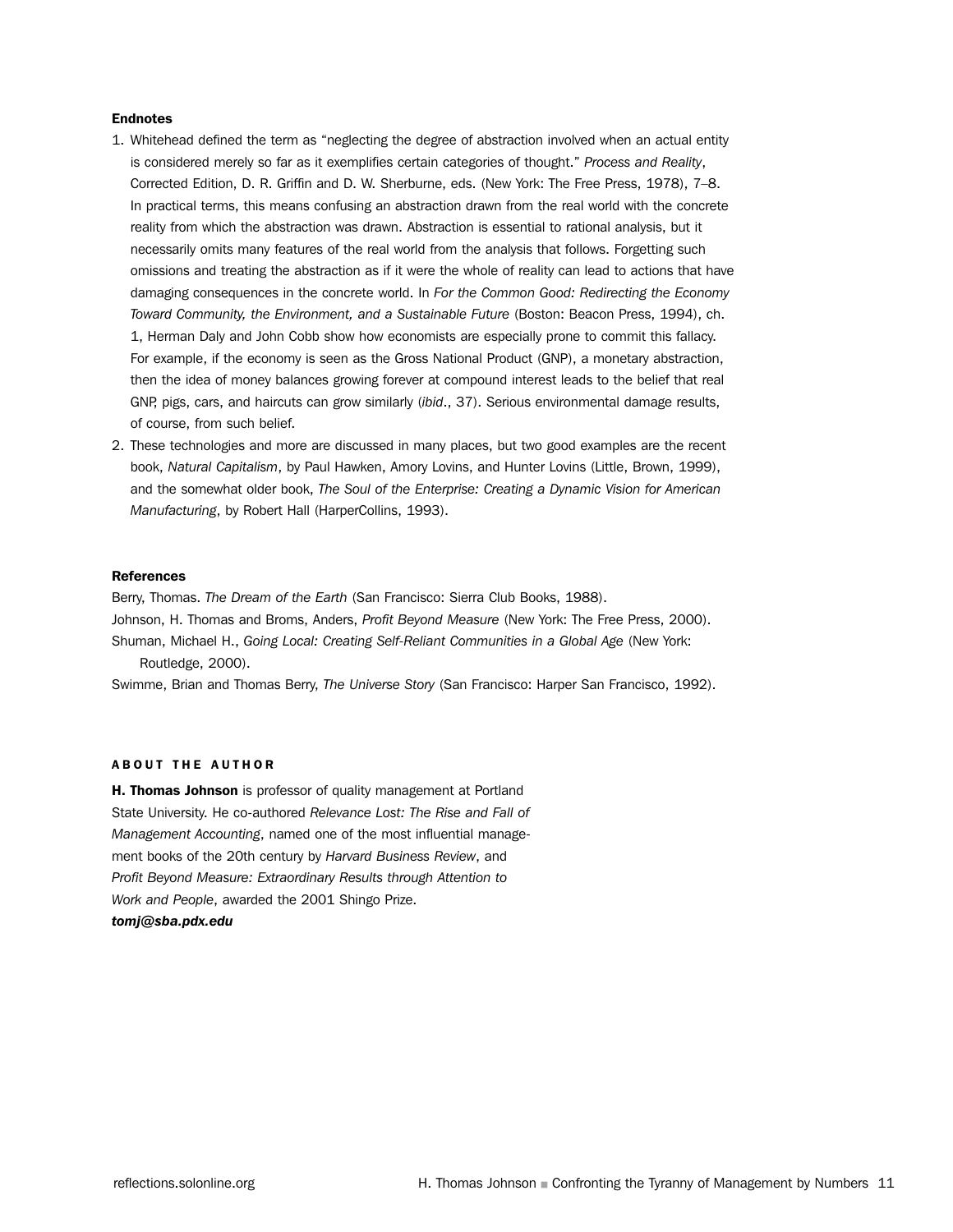**Endnotes**

1. Whitehead defined the term as "neglecting the degree of abstraction involved when an actual entity is considered merely so far as it exemplifies certain categories of thought." *Process and Reality*, Corrected Edition, D. R. Griffin and D. W. Sherburne, eds. (New York: The Free Press, 1978), 7–8. In practical terms, this means confusing an abstraction drawn from the real world with the concrete reality from which the abstraction was drawn. Abstraction is essential to rational analysis, but it necessarily omits many features of the real world from the analysis that follows. Forgetting such omissions and treating the abstraction as if it were the whole of reality can lead to actions that have damaging consequences in the concrete world. In *For the Common Good: Redirecting the Economy Toward Community, the Environment, and a Sustainable Future* (Boston: Beacon Press, 1994), ch. 1, Herman Daly and John Cobb show how economists are especially prone to commit this fallacy. For example, if the economy is seen as the Gross National Product (GNP), a monetary abstraction, then the idea of money balances growing forever at compound interest leads to the belief that real GNP, pigs, cars, and haircuts can grow similarly (*ibid*., 37). Serious environmental damage results, of course, from such belief.
2. These technologies and more are discussed in many places, but two good examples are the recent book, *Natural Capitalism*, by Paul Hawken, Amory Lovins, and Hunter Lovins (Little, Brown, 1999), and the somewhat older book, *The Soul of the Enterprise: Creating a Dynamic Vision for American Manufacturing*, by Robert Hall (HarperCollins, 1993).

**References**

Berry, Thomas. *The Dream of the Earth* (San Francisco: Sierra Club Books, 1988).

Johnson, H. Thomas and Broms, Anders, *Profit Beyond Measure* (New York: The Free Press, 2000).

Shuman, Michael H., *Going Local: Creating Self-Reliant Communities in a Global Age* (New York: Routledge, 2000).

Swimme, Brian and Thomas Berry, *The Universe Story* (San Francisco: Harper San Francisco, 1992).

**ABOUT THE AUTHOR**

**H. Thomas Johnson** is professor of quality management at Portland State University. He co-authored *Relevance Lost: The Rise and Fall of Management Accounting*, named one of the most influential management books of the 20th century by *Harvard Business Review*, and *Profit Beyond Measure: Extraordinary Results through Attention to Work and People*, awarded the 2001 Shingo Prize.

***tomj@sba.pdx.edu***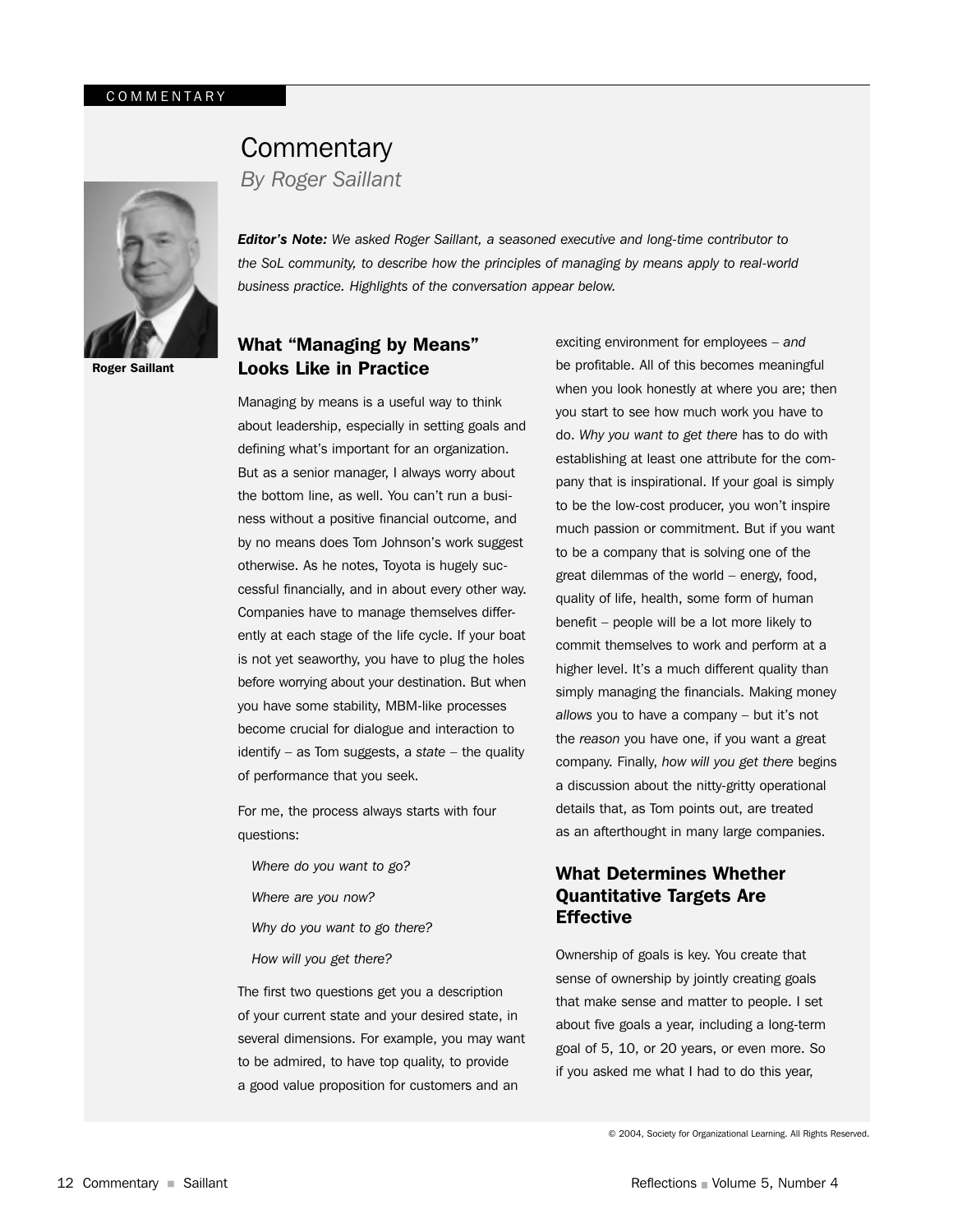COMMENTARY

# Commentary

*By Roger Saillant*

Roger Saillant

***Editor's Note:*** *We asked Roger Saillant, a seasoned executive and long-time contributor to the SoL community, to describe how the principles of managing by means apply to real-world business practice. Highlights of the conversation appear below.*

## What "Managing by Means" Looks Like in Practice

Managing by means is a useful way to think about leadership, especially in setting goals and defining what's important for an organization. But as a senior manager, I always worry about the bottom line, as well. You can't run a business without a positive financial outcome, and by no means does Tom Johnson's work suggest otherwise. As he notes, Toyota is hugely successful financially, and in about every other way. Companies have to manage themselves differently at each stage of the life cycle. If your boat is not yet seaworthy, you have to plug the holes before worrying about your destination. But when you have some stability, MBM-like processes become crucial for dialogue and interaction to identify – as Tom suggests, a *state* – the quality of performance that you seek.

For me, the process always starts with four questions:

*Where do you want to go?*

*Where are you now?*

*Why do you want to go there?*

*How will you get there?*

The first two questions get you a description of your current state and your desired state, in several dimensions. For example, you may want to be admired, to have top quality, to provide a good value proposition for customers and an exciting environment for employees – *and* be profitable. All of this becomes meaningful when you look honestly at where you are; then you start to see how much work you have to do. *Why you want to get there* has to do with establishing at least one attribute for the company that is inspirational. If your goal is simply to be the low-cost producer, you won't inspire much passion or commitment. But if you want to be a company that is solving one of the great dilemmas of the world – energy, food, quality of life, health, some form of human benefit – people will be a lot more likely to commit themselves to work and perform at a higher level. It's a much different quality than simply managing the financials. Making money *allows* you to have a company – but it's not the *reason* you have one, if you want a great company. Finally, *how will you get there* begins a discussion about the nitty-gritty operational details that, as Tom points out, are treated as an afterthought in many large companies.

## What Determines Whether Quantitative Targets Are Effective

Ownership of goals is key. You create that sense of ownership by jointly creating goals that make sense and matter to people. I set about five goals a year, including a long-term goal of 5, 10, or 20 years, or even more. So if you asked me what I had to do this year,

© 2004, Society for Organizational Learning. All Rights Reserved.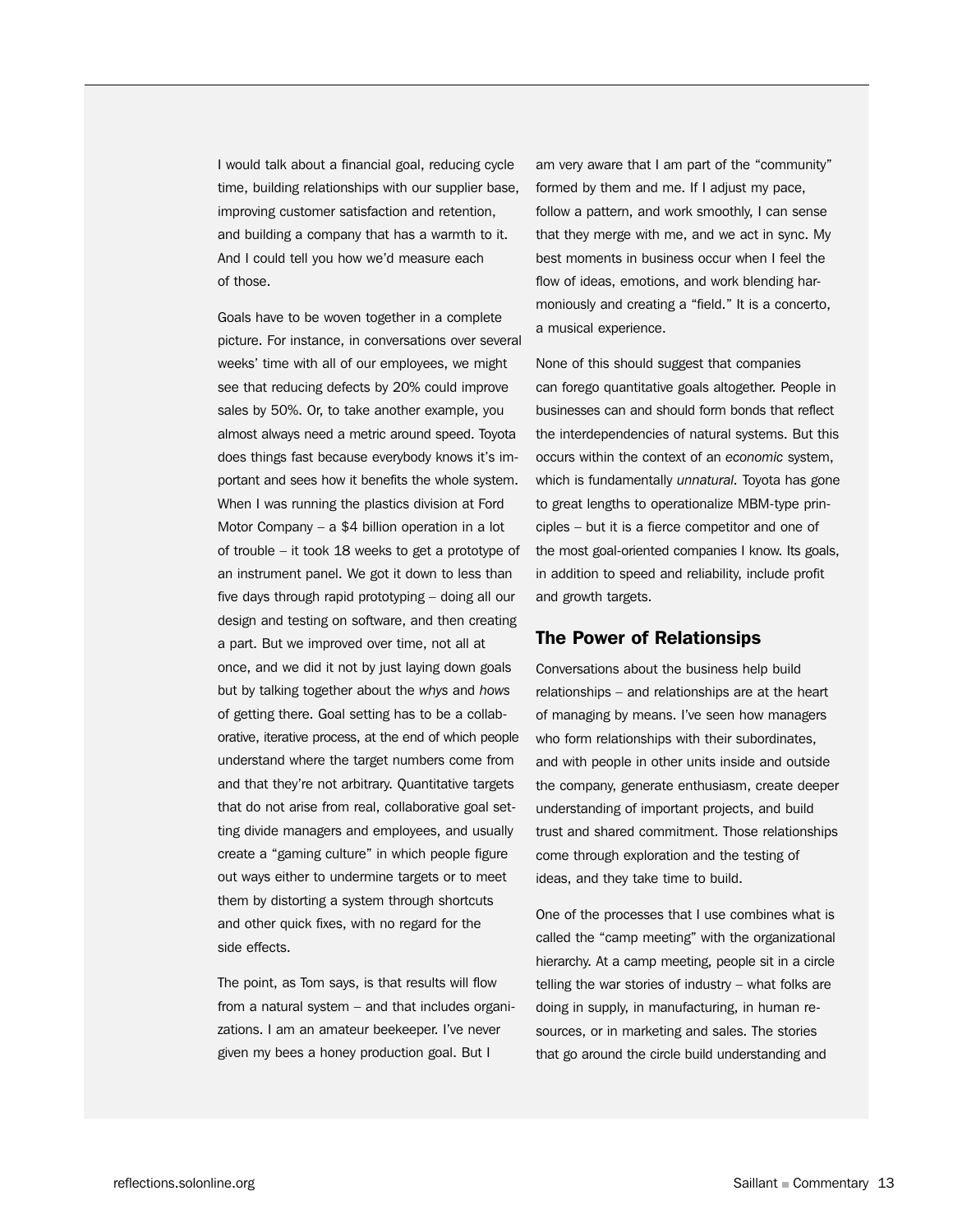I would talk about a financial goal, reducing cycle time, building relationships with our supplier base, improving customer satisfaction and retention, and building a company that has a warmth to it. And I could tell you how we'd measure each of those.

Goals have to be woven together in a complete picture. For instance, in conversations over several weeks' time with all of our employees, we might see that reducing defects by 20% could improve sales by 50%. Or, to take another example, you almost always need a metric around speed. Toyota does things fast because everybody knows it's important and sees how it benefits the whole system. When I was running the plastics division at Ford Motor Company – a $4 billion operation in a lot of trouble – it took 18 weeks to get a prototype of an instrument panel. We got it down to less than five days through rapid prototyping – doing all our design and testing on software, and then creating a part. But we improved over time, not all at once, and we did it not by just laying down goals but by talking together about the *whys* and *hows* of getting there. Goal setting has to be a collaborative, iterative process, at the end of which people understand where the target numbers come from and that they're not arbitrary. Quantitative targets that do not arise from real, collaborative goal setting divide managers and employees, and usually create a "gaming culture" in which people figure out ways either to undermine targets or to meet them by distorting a system through shortcuts and other quick fixes, with no regard for the side effects.

The point, as Tom says, is that results will flow from a natural system – and that includes organizations. I am an amateur beekeeper. I've never given my bees a honey production goal. But I am very aware that I am part of the "community" formed by them and me. If I adjust my pace, follow a pattern, and work smoothly, I can sense that they merge with me, and we act in sync. My best moments in business occur when I feel the flow of ideas, emotions, and work blending harmoniously and creating a "field." It is a concerto, a musical experience.

None of this should suggest that companies can forego quantitative goals altogether. People in businesses can and should form bonds that reflect the interdependencies of natural systems. But this occurs within the context of an *economic* system, which is fundamentally *unnatural*. Toyota has gone to great lengths to operationalize MBM-type principles – but it is a fierce competitor and one of the most goal-oriented companies I know. Its goals, in addition to speed and reliability, include profit and growth targets.

## The Power of Relationsips

Conversations about the business help build relationships – and relationships are at the heart of managing by means. I've seen how managers who form relationships with their subordinates, and with people in other units inside and outside the company, generate enthusiasm, create deeper understanding of important projects, and build trust and shared commitment. Those relationships come through exploration and the testing of ideas, and they take time to build.

One of the processes that I use combines what is called the "camp meeting" with the organizational hierarchy. At a camp meeting, people sit in a circle telling the war stories of industry – what folks are doing in supply, in manufacturing, in human resources, or in marketing and sales. The stories that go around the circle build understanding and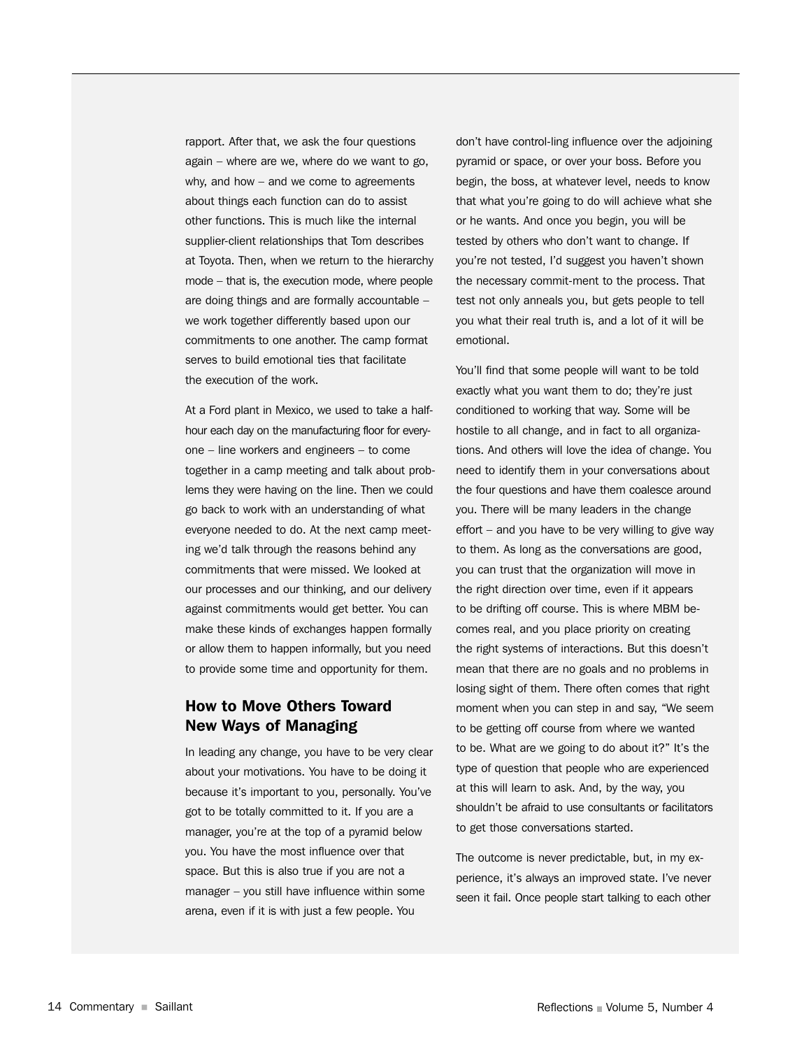rapport. After that, we ask the four questions again – where are we, where do we want to go, why, and how – and we come to agreements about things each function can do to assist other functions. This is much like the internal supplier-client relationships that Tom describes at Toyota. Then, when we return to the hierarchy mode – that is, the execution mode, where people are doing things and are formally accountable – we work together differently based upon our commitments to one another. The camp format serves to build emotional ties that facilitate the execution of the work.

At a Ford plant in Mexico, we used to take a half-hour each day on the manufacturing floor for everyone – line workers and engineers – to come together in a camp meeting and talk about problems they were having on the line. Then we could go back to work with an understanding of what everyone needed to do. At the next camp meeting we'd talk through the reasons behind any commitments that were missed. We looked at our processes and our thinking, and our delivery against commitments would get better. You can make these kinds of exchanges happen formally or allow them to happen informally, but you need to provide some time and opportunity for them.

## How to Move Others Toward New Ways of Managing

In leading any change, you have to be very clear about your motivations. You have to be doing it because it's important to you, personally. You've got to be totally committed to it. If you are a manager, you're at the top of a pyramid below you. You have the most influence over that space. But this is also true if you are not a manager – you still have influence within some arena, even if it is with just a few people. You don't have control-ling influence over the adjoining pyramid or space, or over your boss. Before you begin, the boss, at whatever level, needs to know that what you're going to do will achieve what she or he wants. And once you begin, you will be tested by others who don't want to change. If you're not tested, I'd suggest you haven't shown the necessary commit-ment to the process. That test not only anneals you, but gets people to tell you what their real truth is, and a lot of it will be emotional.

You'll find that some people will want to be told exactly what you want them to do; they're just conditioned to working that way. Some will be hostile to all change, and in fact to all organizations. And others will love the idea of change. You need to identify them in your conversations about the four questions and have them coalesce around you. There will be many leaders in the change effort – and you have to be very willing to give way to them. As long as the conversations are good, you can trust that the organization will move in the right direction over time, even if it appears to be drifting off course. This is where MBM becomes real, and you place priority on creating the right systems of interactions. But this doesn't mean that there are no goals and no problems in losing sight of them. There often comes that right moment when you can step in and say, "We seem to be getting off course from where we wanted to be. What are we going to do about it?" It's the type of question that people who are experienced at this will learn to ask. And, by the way, you shouldn't be afraid to use consultants or facilitators to get those conversations started.

The outcome is never predictable, but, in my experience, it's always an improved state. I've never seen it fail. Once people start talking to each other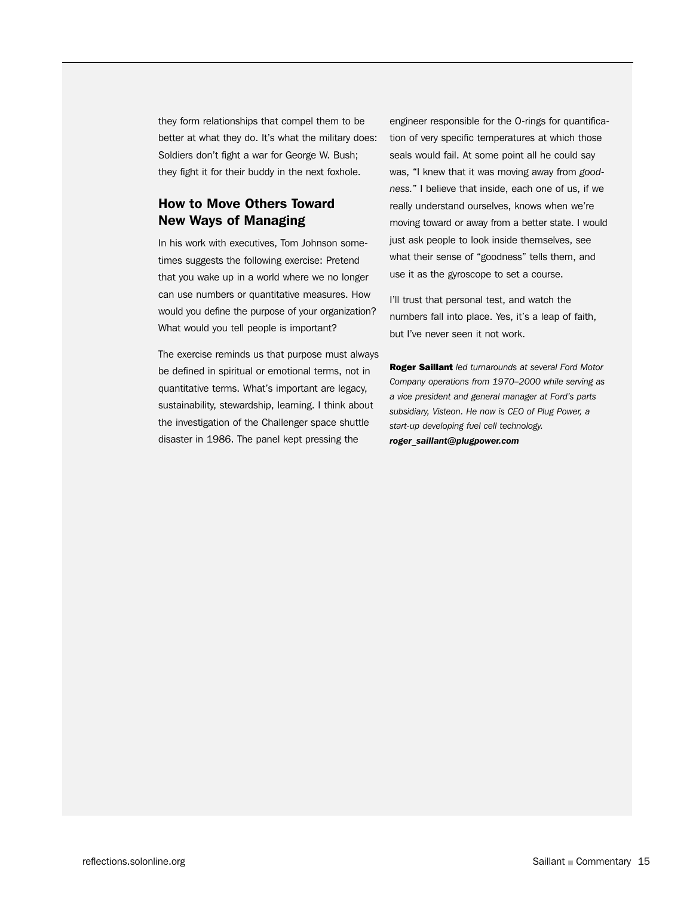they form relationships that compel them to be better at what they do. It's what the military does: Soldiers don't fight a war for George W. Bush; they fight it for their buddy in the next foxhole.

## How to Move Others Toward New Ways of Managing

In his work with executives, Tom Johnson sometimes suggests the following exercise: Pretend that you wake up in a world where we no longer can use numbers or quantitative measures. How would you define the purpose of your organization? What would you tell people is important?

The exercise reminds us that purpose must always be defined in spiritual or emotional terms, not in quantitative terms. What's important are legacy, sustainability, stewardship, learning. I think about the investigation of the Challenger space shuttle disaster in 1986. The panel kept pressing the engineer responsible for the O-rings for quantification of very specific temperatures at which those seals would fail. At some point all he could say was, "I knew that it was moving away from *goodness.*" I believe that inside, each one of us, if we really understand ourselves, knows when we're moving toward or away from a better state. I would just ask people to look inside themselves, see what their sense of "goodness" tells them, and use it as the gyroscope to set a course.

I'll trust that personal test, and watch the numbers fall into place. Yes, it's a leap of faith, but I've never seen it not work.

**Roger Saillant** *led turnarounds at several Ford Motor Company operations from 1970–2000 while serving as a vice president and general manager at Ford's parts subsidiary, Visteon. He now is CEO of Plug Power, a start-up developing fuel cell technology.* ***roger_saillant@plugpower.com***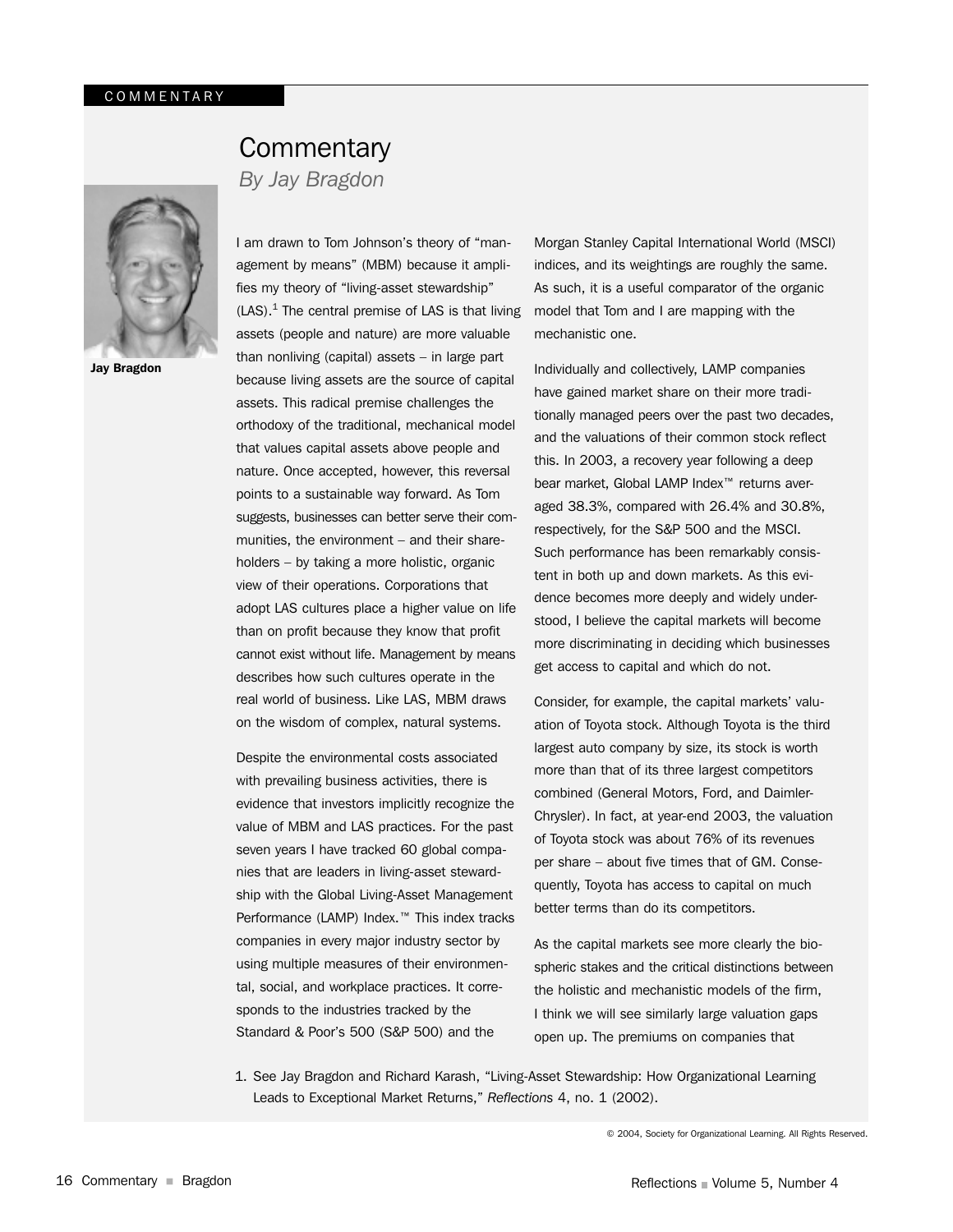# Commentary

*By Jay Bragdon*

**Jay Bragdon**

I am drawn to Tom Johnson's theory of "management by means" (MBM) because it amplifies my theory of "living-asset stewardship" (LAS).[1] The central premise of LAS is that living assets (people and nature) are more valuable than nonliving (capital) assets – in large part because living assets are the source of capital assets. This radical premise challenges the orthodoxy of the traditional, mechanical model that values capital assets above people and nature. Once accepted, however, this reversal points to a sustainable way forward. As Tom suggests, businesses can better serve their communities, the environment – and their shareholders – by taking a more holistic, organic view of their operations. Corporations that adopt LAS cultures place a higher value on life than on profit because they know that profit cannot exist without life. Management by means describes how such cultures operate in the real world of business. Like LAS, MBM draws on the wisdom of complex, natural systems.

Despite the environmental costs associated with prevailing business activities, there is evidence that investors implicitly recognize the value of MBM and LAS practices. For the past seven years I have tracked 60 global companies that are leaders in living-asset stewardship with the Global Living-Asset Management Performance (LAMP) Index.™ This index tracks companies in every major industry sector by using multiple measures of their environmental, social, and workplace practices. It corresponds to the industries tracked by the Standard & Poor's 500 (S&P 500) and the Morgan Stanley Capital International World (MSCI) indices, and its weightings are roughly the same. As such, it is a useful comparator of the organic model that Tom and I are mapping with the mechanistic one.

Individually and collectively, LAMP companies have gained market share on their more traditionally managed peers over the past two decades, and the valuations of their common stock reflect this. In 2003, a recovery year following a deep bear market, Global LAMP Index™ returns averaged 38.3%, compared with 26.4% and 30.8%, respectively, for the S&P 500 and the MSCI. Such performance has been remarkably consistent in both up and down markets. As this evidence becomes more deeply and widely understood, I believe the capital markets will become more discriminating in deciding which businesses get access to capital and which do not.

Consider, for example, the capital markets' valuation of Toyota stock. Although Toyota is the third largest auto company by size, its stock is worth more than that of its three largest competitors combined (General Motors, Ford, and Daimler-Chrysler). In fact, at year-end 2003, the valuation of Toyota stock was about 76% of its revenues per share – about five times that of GM. Consequently, Toyota has access to capital on much better terms than do its competitors.

As the capital markets see more clearly the biospheric stakes and the critical distinctions between the holistic and mechanistic models of the firm, I think we will see similarly large valuation gaps open up. The premiums on companies that

1. See Jay Bragdon and Richard Karash, "Living-Asset Stewardship: How Organizational Learning Leads to Exceptional Market Returns," *Reflections* 4, no. 1 (2002).

© 2004, Society for Organizational Learning. All Rights Reserved.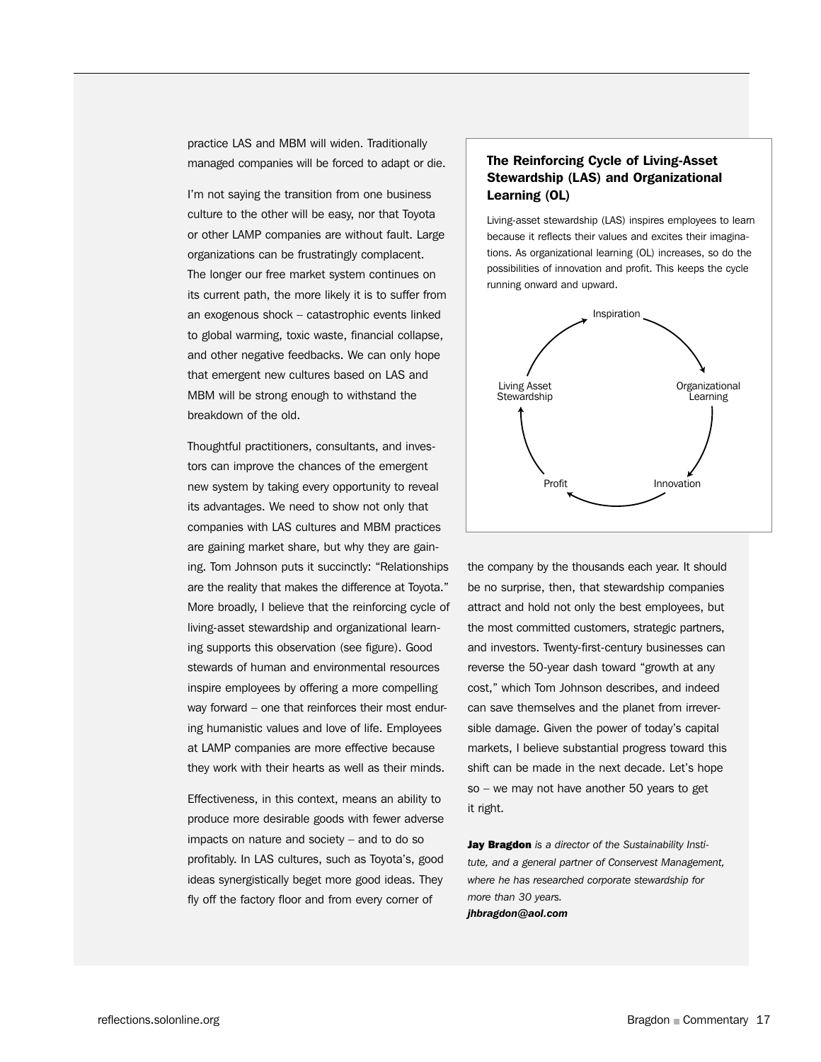practice LAS and MBM will widen. Traditionally managed companies will be forced to adapt or die.

I'm not saying the transition from one business culture to the other will be easy, nor that Toyota or other LAMP companies are without fault. Large organizations can be frustratingly complacent. The longer our free market system continues on its current path, the more likely it is to suffer from an exogenous shock – catastrophic events linked to global warming, toxic waste, financial collapse, and other negative feedbacks. We can only hope that emergent new cultures based on LAS and MBM will be strong enough to withstand the breakdown of the old.

Thoughtful practitioners, consultants, and investors can improve the chances of the emergent new system by taking every opportunity to reveal its advantages. We need to show not only that companies with LAS cultures and MBM practices are gaining market share, but why they are gaining. Tom Johnson puts it succinctly: "Relationships are the reality that makes the difference at Toyota." More broadly, I believe that the reinforcing cycle of living-asset stewardship and organizational learning supports this observation (see figure). Good stewards of human and environmental resources inspire employees by offering a more compelling way forward – one that reinforces their most enduring humanistic values and love of life. Employees at LAMP companies are more effective because they work with their hearts as well as their minds.

Effectiveness, in this context, means an ability to produce more desirable goods with fewer adverse impacts on nature and society – and to do so profitably. In LAS cultures, such as Toyota's, good ideas synergistically beget more good ideas. They fly off the factory floor and from every corner of the company by the thousands each year. It should be no surprise, then, that stewardship companies attract and hold not only the best employees, but the most committed customers, strategic partners, and investors. Twenty-first-century businesses can reverse the 50-year dash toward "growth at any cost," which Tom Johnson describes, and indeed can save themselves and the planet from irreversible damage. Given the power of today's capital markets, I believe substantial progress toward this shift can be made in the next decade. Let's hope so – we may not have another 50 years to get it right.

### The Reinforcing Cycle of Living-Asset Stewardship (LAS) and Organizational Learning (OL)

Living-asset stewardship (LAS) inspires employees to learn because it reflects their values and excites their imaginations. As organizational learning (OL) increases, so do the possibilities of innovation and profit. This keeps the cycle running onward and upward.

Inspiration → Organizational Learning → Innovation → Profit → Living Asset Stewardship → Inspiration

**Jay Bragdon** *is a director of the Sustainability Institute, and a general partner of Conservest Management, where he has researched corporate stewardship for more than 30 years.*
***jhbragdon@aol.com***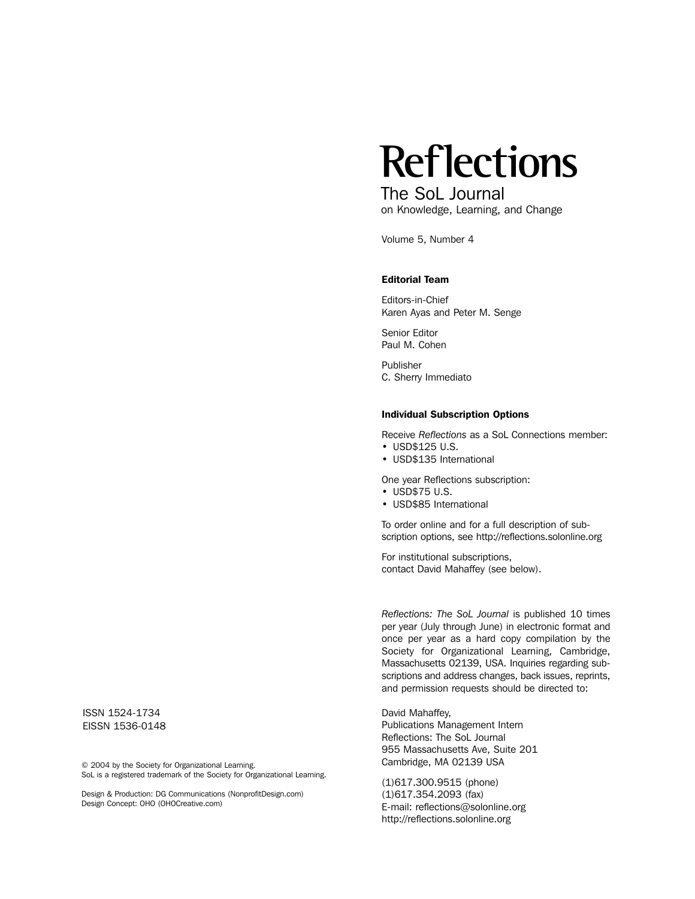# Reflections

## The SoL Journal

on Knowledge, Learning, and Change

Volume 5, Number 4

**Editorial Team**

Editors-in-Chief
Karen Ayas and Peter M. Senge

Senior Editor
Paul M. Cohen

Publisher
C. Sherry Immediato

**Individual Subscription Options**

Receive *Reflections* as a SoL Connections member:

- USD$125 U.S.
- USD$135 International

One year Reflections subscription:

- USD$75 U.S.
- USD$85 International

To order online and for a full description of subscription options, see http://reflections.solonline.org

For institutional subscriptions, contact David Mahaffey (see below).

*Reflections: The SoL Journal* is published 10 times per year (July through June) in electronic format and once per year as a hard copy compilation by the Society for Organizational Learning, Cambridge, Massachusetts 02139, USA. Inquiries regarding subscriptions and address changes, back issues, reprints, and permission requests should be directed to:

David Mahaffey,
Publications Management Intern
Reflections: The SoL Journal
955 Massachusetts Ave, Suite 201
Cambridge, MA 02139 USA

(1)617.300.9515 (phone)
(1)617.354.2093 (fax)
E-mail: reflections@solonline.org
http://reflections.solonline.org

ISSN 1524-1734
EISSN 1536-0148

© 2004 by the Society for Organizational Learning.
SoL is a registered trademark of the Society for Organizational Learning.

Design & Production: DG Communications (NonprofitDesign.com)
Design Concept: OHO (OHOCreative.com)